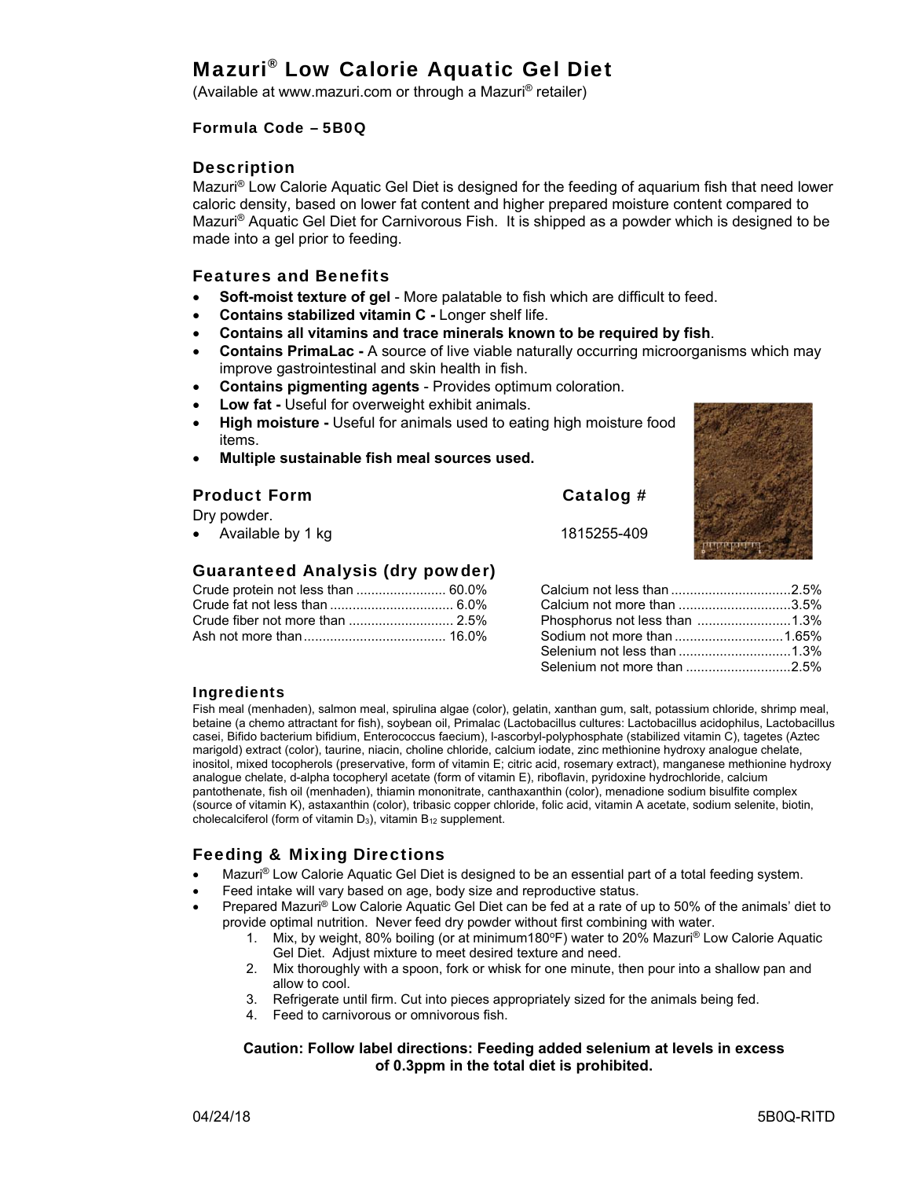# Mazuri® Low Calorie Aquatic Gel Diet

(Available at www.mazuri.com or through a Mazuri® retailer)

### Formula Code – 5B0Q

## Description

Mazuri® Low Calorie Aquatic Gel Diet is designed for the feeding of aquarium fish that need lower caloric density, based on lower fat content and higher prepared moisture content compared to Mazuri® Aquatic Gel Diet for Carnivorous Fish. It is shipped as a powder which is designed to be made into a gel prior to feeding.

## Features and Benefits

- **Soft-moist texture of gel** - More palatable to fish which are difficult to feed.
- **Contains stabilized vitamin C -** Longer shelf life.
- **Contains all vitamins and trace minerals known to be required by fish**.
- **Contains PrimaLac -** A source of live viable naturally occurring microorganisms which may improve gastrointestinal and skin health in fish.
- **Contains pigmenting agents** - Provides optimum coloration.
- **Low fat -** Useful for overweight exhibit animals.
- **High moisture -** Useful for animals used to eating high moisture food items.
- **Multiple sustainable fish meal sources used.**

## Product Form

| Product Form | Catalog # |
|---|---|
| Dry powder. | |
| • Available by 1 kg | 1815255-409 |

## Guaranteed Analysis (dry powder)

| | | | |
|---|---|---|---|
| Crude protein not less than | 60.0% | Calcium not less than | 2.5% |
| Crude fat not less than | 6.0% | Calcium not more than | 3.5% |
| Crude fiber not more than | 2.5% | Phosphorus not less than | 1.3% |
| Ash not more than | 16.0% | Sodium not more than | 1.65% |
| | | Selenium not less than | 1.3% |
| | | Selenium not more than | 2.5% |

### Ingredients

Fish meal (menhaden), salmon meal, spirulina algae (color), gelatin, xanthan gum, salt, potassium chloride, shrimp meal, betaine (a chemo attractant for fish), soybean oil, Primalac (Lactobacillus cultures: Lactobacillus acidophilus, Lactobacillus casei, Bifido bacterium bifidium, Enterococcus faecium), l-ascorbyl-polyphosphate (stabilized vitamin C), tagetes (Aztec marigold) extract (color), taurine, niacin, choline chloride, calcium iodate, zinc methionine hydroxy analogue chelate, inositol, mixed tocopherols (preservative, form of vitamin E; citric acid, rosemary extract), manganese methionine hydroxy analogue chelate, d-alpha tocopheryl acetate (form of vitamin E), riboflavin, pyridoxine hydrochloride, calcium pantothenate, fish oil (menhaden), thiamin mononitrate, canthaxanthin (color), menadione sodium bisulfite complex (source of vitamin K), astaxanthin (color), tribasic copper chloride, folic acid, vitamin A acetate, sodium selenite, biotin, cholecalciferol (form of vitamin $D_3$), vitamin $B_{12}$ supplement.

## Feeding & Mixing Directions

- Mazuri® Low Calorie Aquatic Gel Diet is designed to be an essential part of a total feeding system.
- Feed intake will vary based on age, body size and reproductive status.
- Prepared Mazuri® Low Calorie Aquatic Gel Diet can be fed at a rate of up to 50% of the animals' diet to provide optimal nutrition. Never feed dry powder without first combining with water.
  1. Mix, by weight, 80% boiling (or at minimum180°F) water to 20% Mazuri® Low Calorie Aquatic Gel Diet. Adjust mixture to meet desired texture and need.
  2. Mix thoroughly with a spoon, fork or whisk for one minute, then pour into a shallow pan and allow to cool.
  3. Refrigerate until firm. Cut into pieces appropriately sized for the animals being fed.
  4. Feed to carnivorous or omnivorous fish.

**Caution: Follow label directions: Feeding added selenium at levels in excess of 0.3ppm in the total diet is prohibited.**

04/24/18 5B0Q-RITD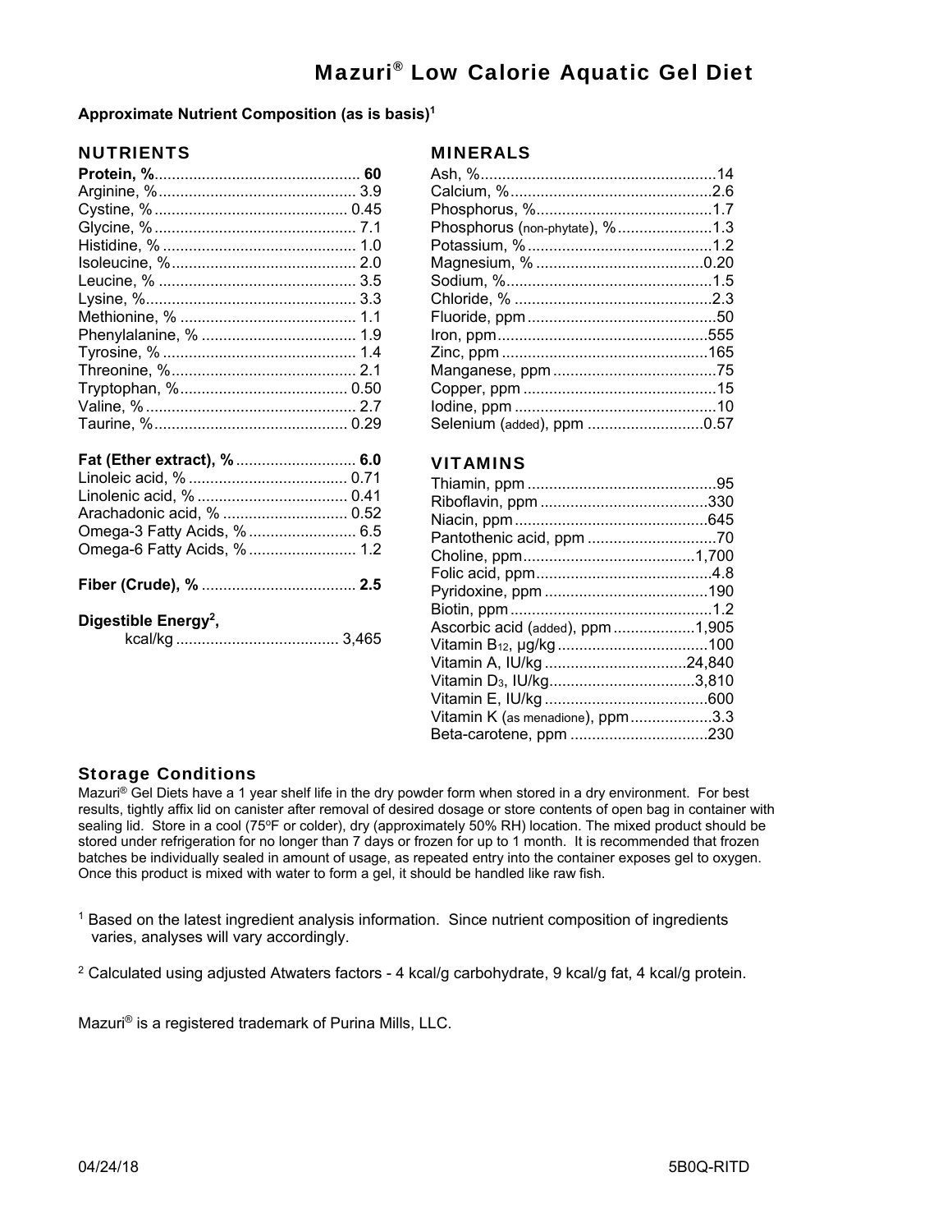# Mazuri® Low Calorie Aquatic Gel Diet

**Approximate Nutrient Composition (as is basis)[1]**

## NUTRIENTS

| | |
|---|---|
| **Protein, %** | **60** |
| Arginine, % | 3.9 |
| Cystine, % | 0.45 |
| Glycine, % | 7.1 |
| Histidine, % | 1.0 |
| Isoleucine, % | 2.0 |
| Leucine, % | 3.5 |
| Lysine, % | 3.3 |
| Methionine, % | 1.1 |
| Phenylalanine, % | 1.9 |
| Tyrosine, % | 1.4 |
| Threonine, % | 2.1 |
| Tryptophan, % | 0.50 |
| Valine, % | 2.7 |
| Taurine, % | 0.29 |

| | |
|---|---|
| **Fat (Ether extract), %** | **6.0** |
| Linoleic acid, % | 0.71 |
| Linolenic acid, % | 0.41 |
| Arachadonic acid, % | 0.52 |
| Omega-3 Fatty Acids, % | 6.5 |
| Omega-6 Fatty Acids, % | 1.2 |

| | |
|---|---|
| **Fiber (Crude), %** | **2.5** |

| | |
|---|---|
| **Digestible Energy[2]**, kcal/kg | 3,465 |

## MINERALS

| | |
|---|---|
| Ash, % | 14 |
| Calcium, % | 2.6 |
| Phosphorus, % | 1.7 |
| Phosphorus (non-phytate), % | 1.3 |
| Potassium, % | 1.2 |
| Magnesium, % | 0.20 |
| Sodium, % | 1.5 |
| Chloride, % | 2.3 |
| Fluoride, ppm | 50 |
| Iron, ppm | 555 |
| Zinc, ppm | 165 |
| Manganese, ppm | 75 |
| Copper, ppm | 15 |
| Iodine, ppm | 10 |
| Selenium (added), ppm | 0.57 |

## VITAMINS

| | |
|---|---|
| Thiamin, ppm | 95 |
| Riboflavin, ppm | 330 |
| Niacin, ppm | 645 |
| Pantothenic acid, ppm | 70 |
| Choline, ppm | 1,700 |
| Folic acid, ppm | 4.8 |
| Pyridoxine, ppm | 190 |
| Biotin, ppm | 1.2 |
| Ascorbic acid (added), ppm | 1,905 |
| Vitamin $B_{12}$, µg/kg | 100 |
| Vitamin A, IU/kg | 24,840 |
| Vitamin $D_3$, IU/kg | 3,810 |
| Vitamin E, IU/kg | 600 |
| Vitamin K (as menadione), ppm | 3.3 |
| Beta-carotene, ppm | 230 |

## Storage Conditions

Mazuri® Gel Diets have a 1 year shelf life in the dry powder form when stored in a dry environment. For best results, tightly affix lid on canister after removal of desired dosage or store contents of open bag in container with sealing lid. Store in a cool (75ºF or colder), dry (approximately 50% RH) location. The mixed product should be stored under refrigeration for no longer than 7 days or frozen for up to 1 month. It is recommended that frozen batches be individually sealed in amount of usage, as repeated entry into the container exposes gel to oxygen. Once this product is mixed with water to form a gel, it should be handled like raw fish.

[1] Based on the latest ingredient analysis information. Since nutrient composition of ingredients varies, analyses will vary accordingly.

[2] Calculated using adjusted Atwaters factors - 4 kcal/g carbohydrate, 9 kcal/g fat, 4 kcal/g protein.

Mazuri® is a registered trademark of Purina Mills, LLC.

04/24/18 5B0Q-RITD